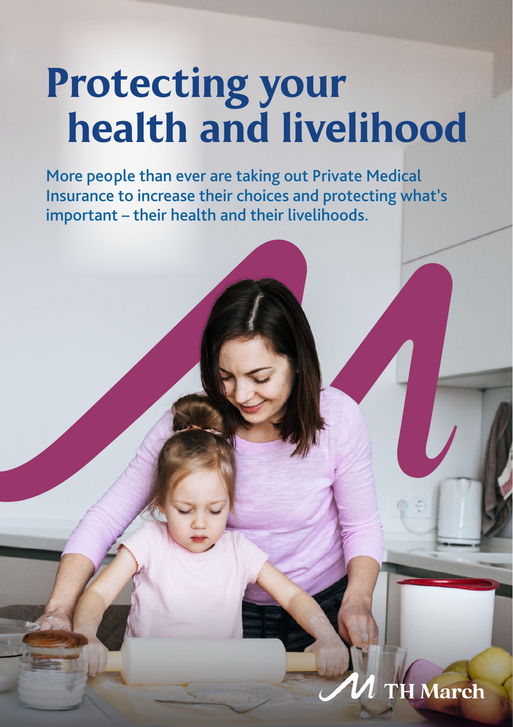# Protecting your health and livelihood

More people than ever are taking out Private Medical Insurance to increase their choices and protecting what's important – their health and their livelihoods.

TH March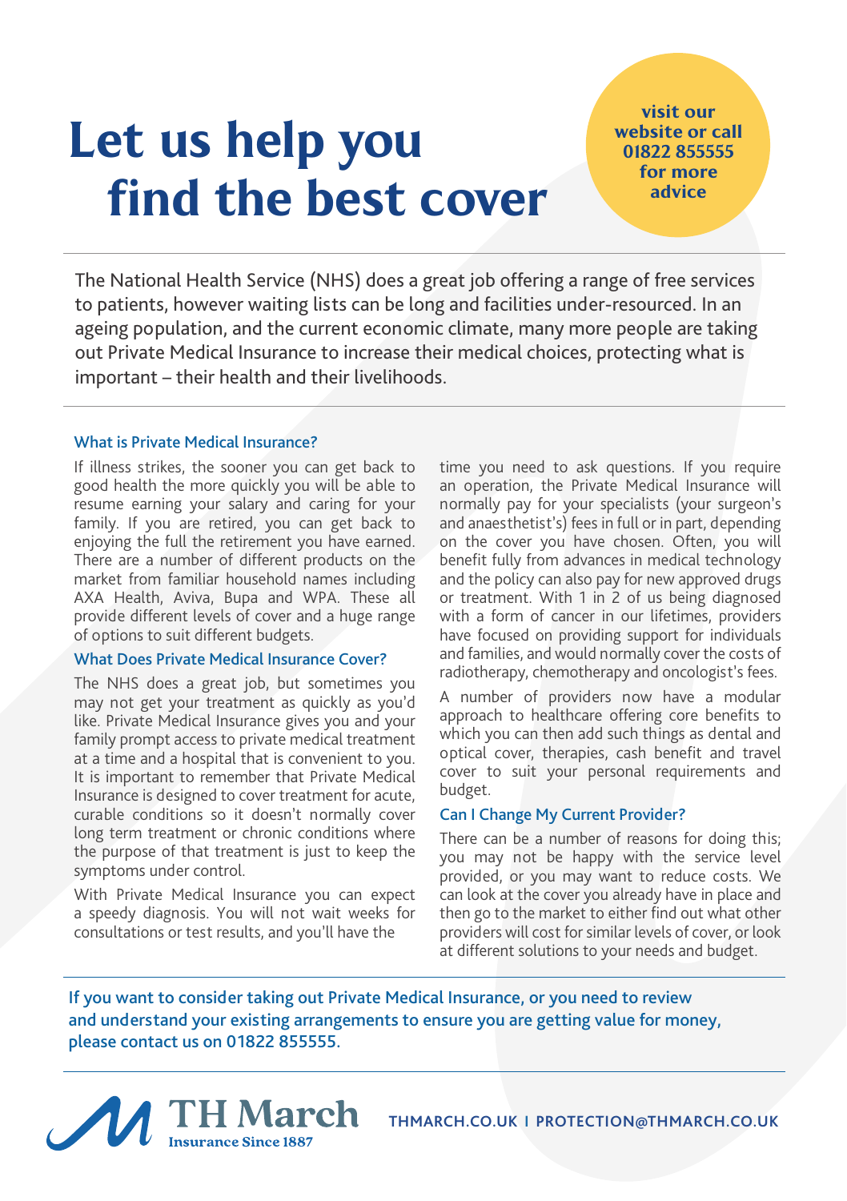# Let us help you find the best cover

**visit our website or call 01822 855555 for more advice**

The National Health Service (NHS) does a great job offering a range of free services to patients, however waiting lists can be long and facilities under-resourced. In an ageing population, and the current economic climate, many more people are taking out Private Medical Insurance to increase their medical choices, protecting what is important – their health and their livelihoods.

### What is Private Medical Insurance?

If illness strikes, the sooner you can get back to good health the more quickly you will be able to resume earning your salary and caring for your family. If you are retired, you can get back to enjoying the full the retirement you have earned. There are a number of different products on the market from familiar household names including AXA Health, Aviva, Bupa and WPA. These all provide different levels of cover and a huge range of options to suit different budgets.

### What Does Private Medical Insurance Cover?

The NHS does a great job, but sometimes you may not get your treatment as quickly as you'd like. Private Medical Insurance gives you and your family prompt access to private medical treatment at a time and a hospital that is convenient to you. It is important to remember that Private Medical Insurance is designed to cover treatment for acute, curable conditions so it doesn't normally cover long term treatment or chronic conditions where the purpose of that treatment is just to keep the symptoms under control.

With Private Medical Insurance you can expect a speedy diagnosis. You will not wait weeks for consultations or test results, and you'll have the time you need to ask questions. If you require an operation, the Private Medical Insurance will normally pay for your specialists (your surgeon's and anaesthetist's) fees in full or in part, depending on the cover you have chosen. Often, you will benefit fully from advances in medical technology and the policy can also pay for new approved drugs or treatment. With 1 in 2 of us being diagnosed with a form of cancer in our lifetimes, providers have focused on providing support for individuals and families, and would normally cover the costs of radiotherapy, chemotherapy and oncologist's fees.

A number of providers now have a modular approach to healthcare offering core benefits to which you can then add such things as dental and optical cover, therapies, cash benefit and travel cover to suit your personal requirements and budget.

### Can I Change My Current Provider?

There can be a number of reasons for doing this; you may not be happy with the service level provided, or you may want to reduce costs. We can look at the cover you already have in place and then go to the market to either find out what other providers will cost for similar levels of cover, or look at different solutions to your needs and budget.

If you want to consider taking out Private Medical Insurance, or you need to review and understand your existing arrangements to ensure you are getting value for money, please contact us on 01822 855555.

TH March
Insurance Since 1887

THMARCH.CO.UK | PROTECTION@THMARCH.CO.UK